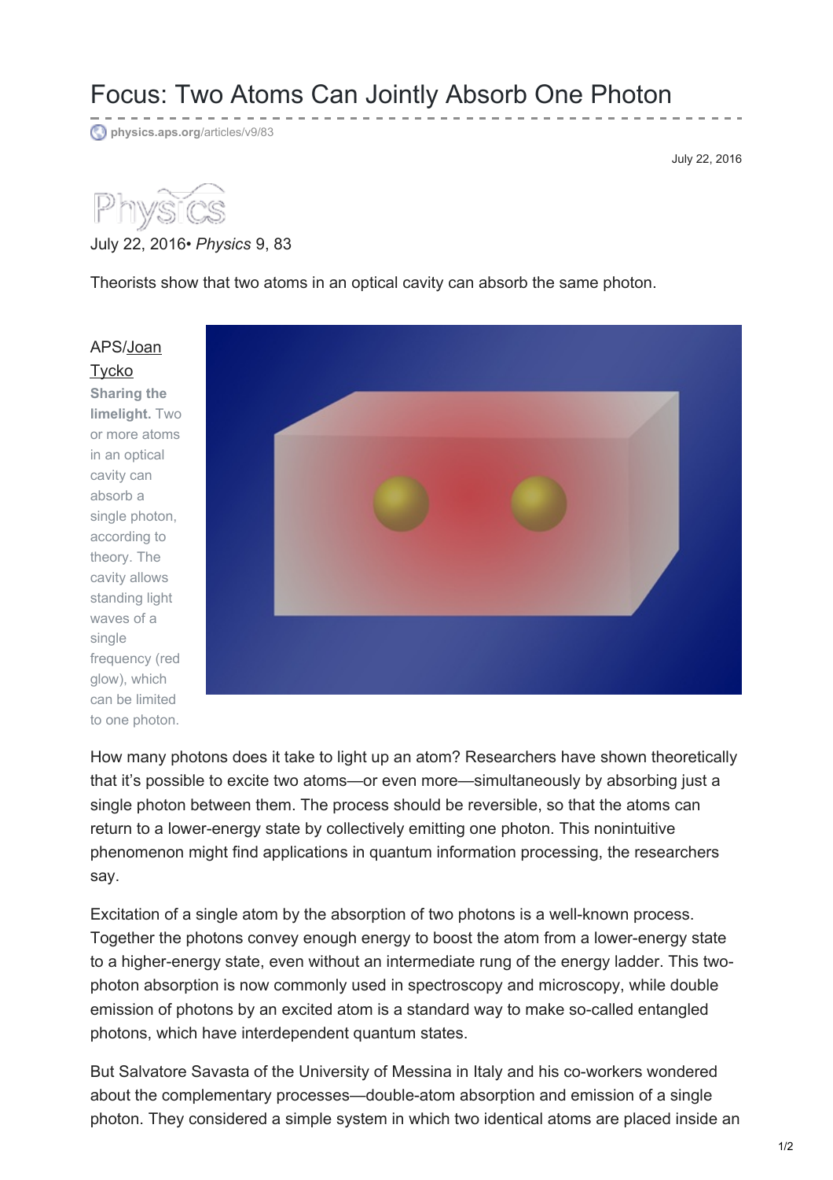# Focus: Two Atoms Can Jointly Absorb One Photon

physics.aps.org/articles/v9/83

July 22, 2016

Physics

July 22, 2016• *Physics* 9, 83

Theorists show that two atoms in an optical cavity can absorb the same photon.

APS/Joan Tycko

**Sharing the limelight.** Two or more atoms in an optical cavity can absorb a single photon, according to theory. The cavity allows standing light waves of a single frequency (red glow), which can be limited to one photon.

How many photons does it take to light up an atom? Researchers have shown theoretically that it's possible to excite two atoms—or even more—simultaneously by absorbing just a single photon between them. The process should be reversible, so that the atoms can return to a lower-energy state by collectively emitting one photon. This nonintuitive phenomenon might find applications in quantum information processing, the researchers say.

Excitation of a single atom by the absorption of two photons is a well-known process. Together the photons convey enough energy to boost the atom from a lower-energy state to a higher-energy state, even without an intermediate rung of the energy ladder. This two-photon absorption is now commonly used in spectroscopy and microscopy, while double emission of photons by an excited atom is a standard way to make so-called entangled photons, which have interdependent quantum states.

But Salvatore Savasta of the University of Messina in Italy and his co-workers wondered about the complementary processes—double-atom absorption and emission of a single photon. They considered a simple system in which two identical atoms are placed inside an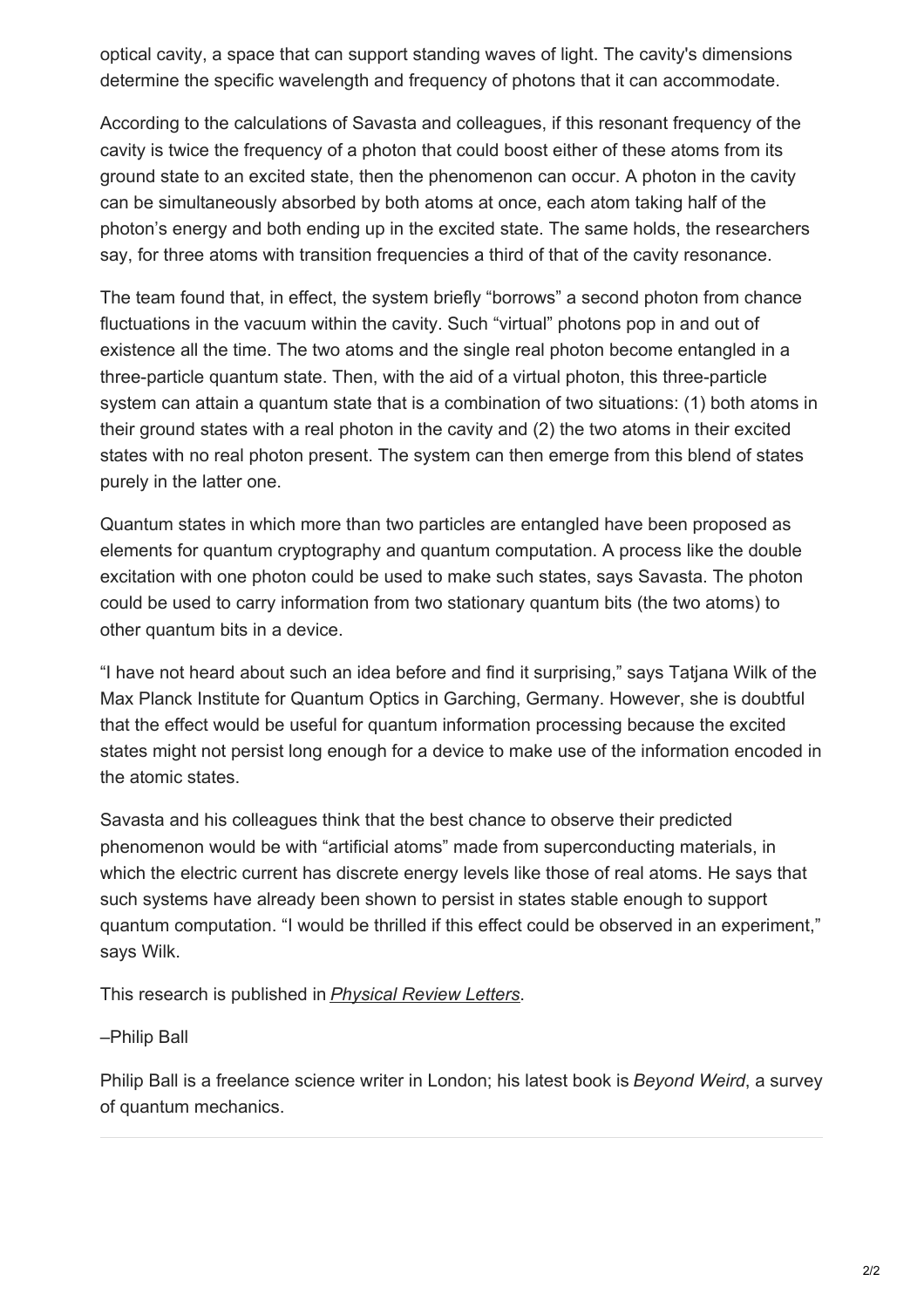optical cavity, a space that can support standing waves of light. The cavity's dimensions determine the specific wavelength and frequency of photons that it can accommodate.

According to the calculations of Savasta and colleagues, if this resonant frequency of the cavity is twice the frequency of a photon that could boost either of these atoms from its ground state to an excited state, then the phenomenon can occur. A photon in the cavity can be simultaneously absorbed by both atoms at once, each atom taking half of the photon's energy and both ending up in the excited state. The same holds, the researchers say, for three atoms with transition frequencies a third of that of the cavity resonance.

The team found that, in effect, the system briefly "borrows" a second photon from chance fluctuations in the vacuum within the cavity. Such "virtual" photons pop in and out of existence all the time. The two atoms and the single real photon become entangled in a three-particle quantum state. Then, with the aid of a virtual photon, this three-particle system can attain a quantum state that is a combination of two situations: (1) both atoms in their ground states with a real photon in the cavity and (2) the two atoms in their excited states with no real photon present. The system can then emerge from this blend of states purely in the latter one.

Quantum states in which more than two particles are entangled have been proposed as elements for quantum cryptography and quantum computation. A process like the double excitation with one photon could be used to make such states, says Savasta. The photon could be used to carry information from two stationary quantum bits (the two atoms) to other quantum bits in a device.

"I have not heard about such an idea before and find it surprising," says Tatjana Wilk of the Max Planck Institute for Quantum Optics in Garching, Germany. However, she is doubtful that the effect would be useful for quantum information processing because the excited states might not persist long enough for a device to make use of the information encoded in the atomic states.

Savasta and his colleagues think that the best chance to observe their predicted phenomenon would be with "artificial atoms" made from superconducting materials, in which the electric current has discrete energy levels like those of real atoms. He says that such systems have already been shown to persist in states stable enough to support quantum computation. "I would be thrilled if this effect could be observed in an experiment," says Wilk.

This research is published in *Physical Review Letters*.

–Philip Ball

Philip Ball is a freelance science writer in London; his latest book is *Beyond Weird*, a survey of quantum mechanics.